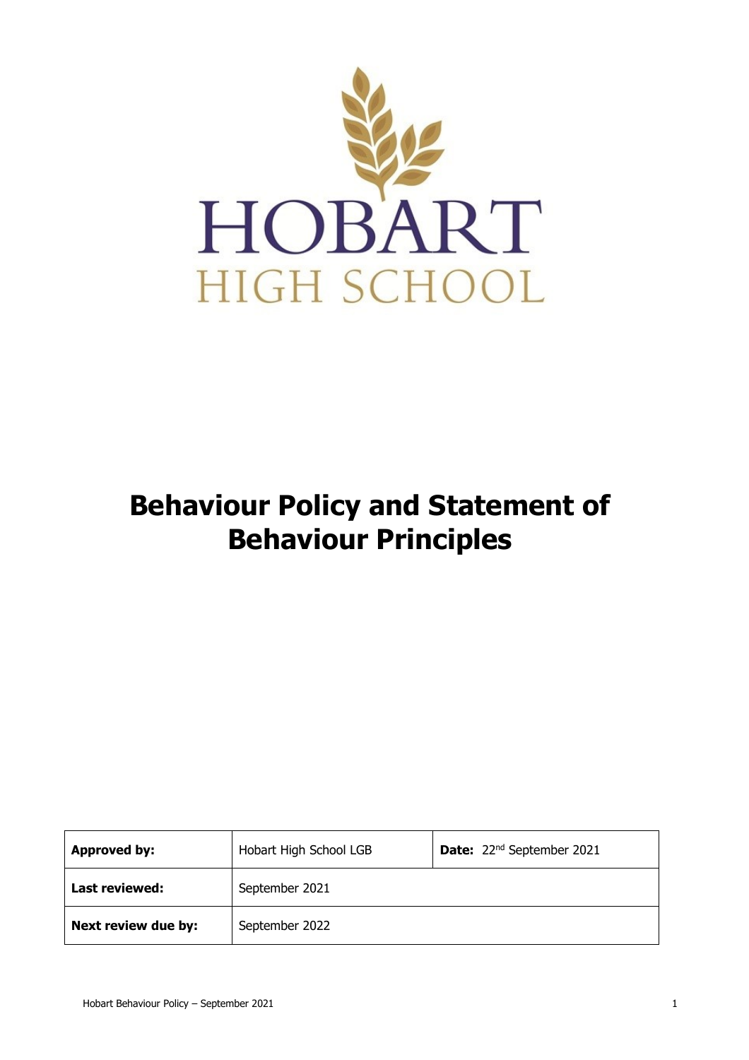HOBART

HIGH SCHOOL

# Behaviour Policy and Statement of Behaviour Principles

| **Approved by:** | Hobart High School LGB | **Date:** 22nd September 2021 |
| --- | --- | --- |
| **Last reviewed:** | September 2021 | |
| **Next review due by:** | September 2022 | |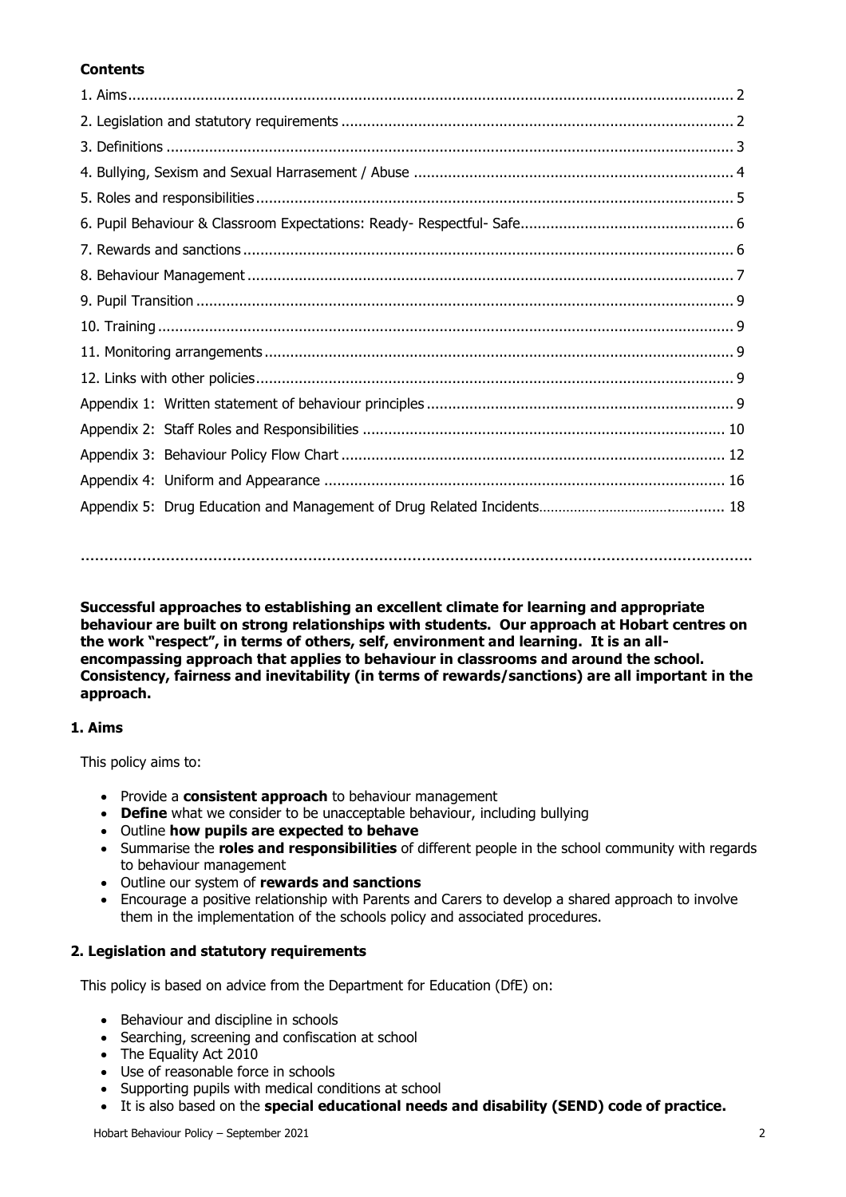**Contents**

1. Aims ........ 2
2. Legislation and statutory requirements ........ 2
3. Definitions ........ 3
4. Bullying, Sexism and Sexual Harrasement / Abuse ........ 4
5. Roles and responsibilities ........ 5
6. Pupil Behaviour & Classroom Expectations: Ready- Respectful- Safe ........ 6
7. Rewards and sanctions ........ 6
8. Behaviour Management ........ 7
9. Pupil Transition ........ 9
10. Training ........ 9
11. Monitoring arrangements ........ 9
12. Links with other policies ........ 9

Appendix 1: Written statement of behaviour principles ........ 9
Appendix 2: Staff Roles and Responsibilities ........ 10
Appendix 3: Behaviour Policy Flow Chart ........ 12
Appendix 4: Uniform and Appearance ........ 16
Appendix 5: Drug Education and Management of Drug Related Incidents ........ 18

---

**Successful approaches to establishing an excellent climate for learning and appropriate behaviour are built on strong relationships with students. Our approach at Hobart centres on the work "respect", in terms of others, self, environment and learning. It is an all-encompassing approach that applies to behaviour in classrooms and around the school. Consistency, fairness and inevitability (in terms of rewards/sanctions) are all important in the approach.**

## 1. Aims

This policy aims to:

- Provide a **consistent approach** to behaviour management
- **Define** what we consider to be unacceptable behaviour, including bullying
- Outline **how pupils are expected to behave**
- Summarise the **roles and responsibilities** of different people in the school community with regards to behaviour management
- Outline our system of **rewards and sanctions**
- Encourage a positive relationship with Parents and Carers to develop a shared approach to involve them in the implementation of the schools policy and associated procedures.

## 2. Legislation and statutory requirements

This policy is based on advice from the Department for Education (DfE) on:

- Behaviour and discipline in schools
- Searching, screening and confiscation at school
- The Equality Act 2010
- Use of reasonable force in schools
- Supporting pupils with medical conditions at school
- It is also based on the **special educational needs and disability (SEND) code of practice.**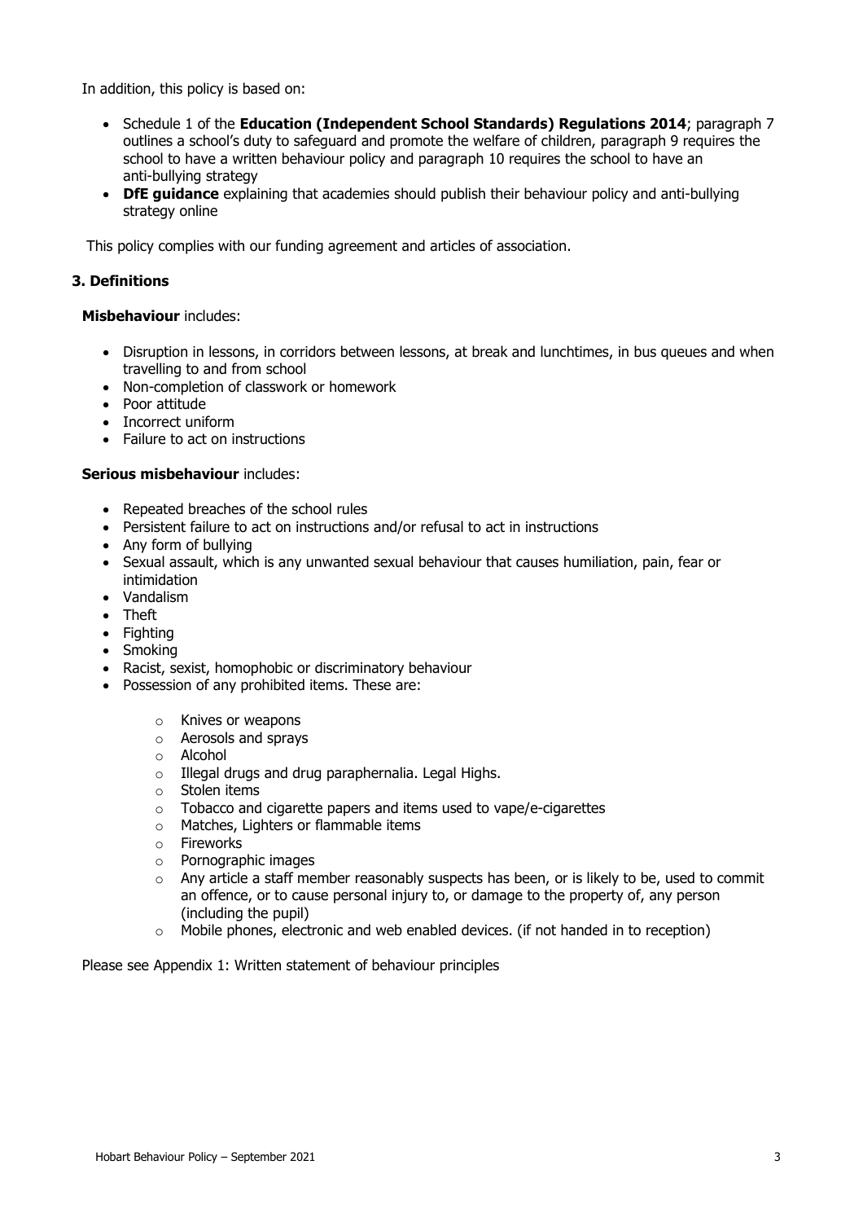In addition, this policy is based on:

- Schedule 1 of the **Education (Independent School Standards) Regulations 2014**; paragraph 7 outlines a school's duty to safeguard and promote the welfare of children, paragraph 9 requires the school to have a written behaviour policy and paragraph 10 requires the school to have an anti-bullying strategy
- **DfE guidance** explaining that academies should publish their behaviour policy and anti-bullying strategy online

This policy complies with our funding agreement and articles of association.

### 3. Definitions

**Misbehaviour** includes:

- Disruption in lessons, in corridors between lessons, at break and lunchtimes, in bus queues and when travelling to and from school
- Non-completion of classwork or homework
- Poor attitude
- Incorrect uniform
- Failure to act on instructions

**Serious misbehaviour** includes:

- Repeated breaches of the school rules
- Persistent failure to act on instructions and/or refusal to act in instructions
- Any form of bullying
- Sexual assault, which is any unwanted sexual behaviour that causes humiliation, pain, fear or intimidation
- Vandalism
- Theft
- Fighting
- Smoking
- Racist, sexist, homophobic or discriminatory behaviour
- Possession of any prohibited items. These are:
    - Knives or weapons
    - Aerosols and sprays
    - Alcohol
    - Illegal drugs and drug paraphernalia. Legal Highs.
    - Stolen items
    - Tobacco and cigarette papers and items used to vape/e-cigarettes
    - Matches, Lighters or flammable items
    - Fireworks
    - Pornographic images
    - Any article a staff member reasonably suspects has been, or is likely to be, used to commit an offence, or to cause personal injury to, or damage to the property of, any person (including the pupil)
    - Mobile phones, electronic and web enabled devices. (if not handed in to reception)

Please see Appendix 1: Written statement of behaviour principles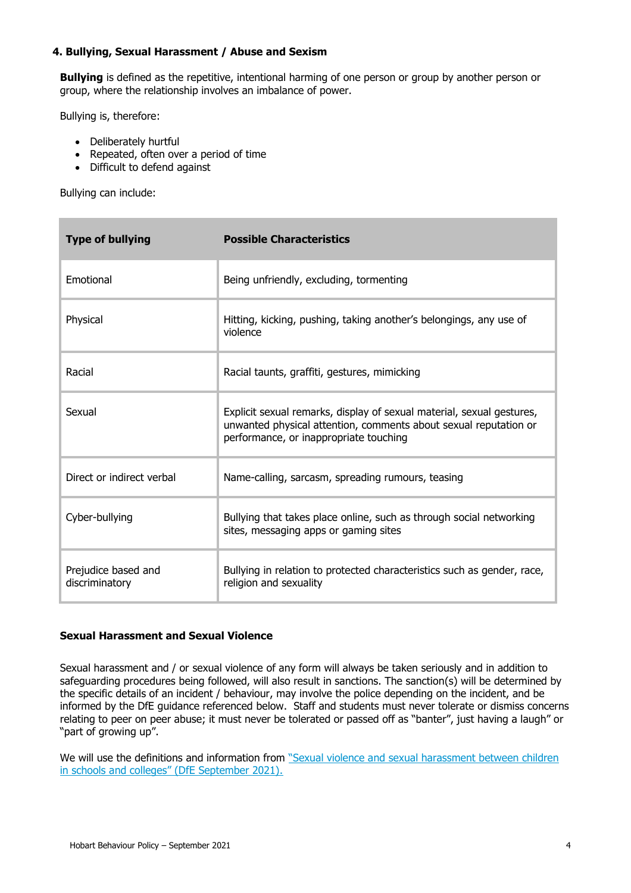## 4. Bullying, Sexual Harassment / Abuse and Sexism

**Bullying** is defined as the repetitive, intentional harming of one person or group by another person or group, where the relationship involves an imbalance of power.

Bullying is, therefore:

- Deliberately hurtful
- Repeated, often over a period of time
- Difficult to defend against

Bullying can include:

| Type of bullying | Possible Characteristics |
|---|---|
| Emotional | Being unfriendly, excluding, tormenting |
| Physical | Hitting, kicking, pushing, taking another's belongings, any use of violence |
| Racial | Racial taunts, graffiti, gestures, mimicking |
| Sexual | Explicit sexual remarks, display of sexual material, sexual gestures, unwanted physical attention, comments about sexual reputation or performance, or inappropriate touching |
| Direct or indirect verbal | Name-calling, sarcasm, spreading rumours, teasing |
| Cyber-bullying | Bullying that takes place online, such as through social networking sites, messaging apps or gaming sites |
| Prejudice based and discriminatory | Bullying in relation to protected characteristics such as gender, race, religion and sexuality |

### Sexual Harassment and Sexual Violence

Sexual harassment and / or sexual violence of any form will always be taken seriously and in addition to safeguarding procedures being followed, will also result in sanctions. The sanction(s) will be determined by the specific details of an incident / behaviour, may involve the police depending on the incident, and be informed by the DfE guidance referenced below. Staff and students must never tolerate or dismiss concerns relating to peer on peer abuse; it must never be tolerated or passed off as "banter", just having a laugh" or "part of growing up".

We will use the definitions and information from "Sexual violence and sexual harassment between children in schools and colleges" (DfE September 2021).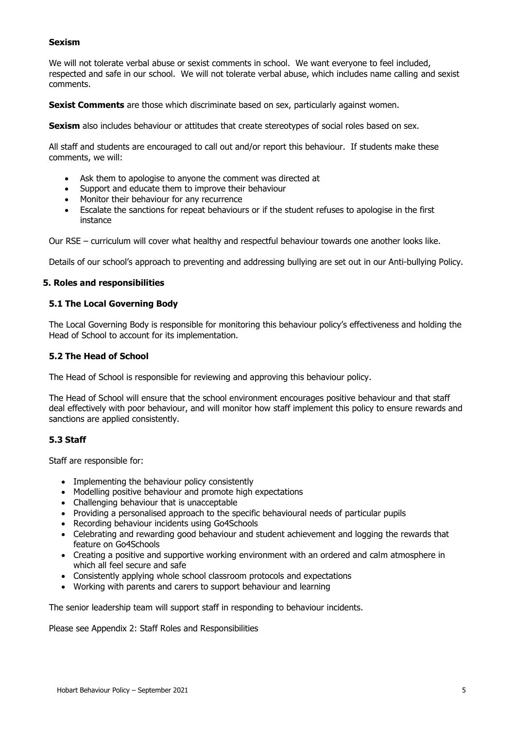### Sexism

We will not tolerate verbal abuse or sexist comments in school. We want everyone to feel included, respected and safe in our school. We will not tolerate verbal abuse, which includes name calling and sexist comments.

**Sexist Comments** are those which discriminate based on sex, particularly against women.

**Sexism** also includes behaviour or attitudes that create stereotypes of social roles based on sex.

All staff and students are encouraged to call out and/or report this behaviour. If students make these comments, we will:

- Ask them to apologise to anyone the comment was directed at
- Support and educate them to improve their behaviour
- Monitor their behaviour for any recurrence
- Escalate the sanctions for repeat behaviours or if the student refuses to apologise in the first instance

Our RSE – curriculum will cover what healthy and respectful behaviour towards one another looks like.

Details of our school's approach to preventing and addressing bullying are set out in our Anti-bullying Policy.

## 5. Roles and responsibilities

### 5.1 The Local Governing Body

The Local Governing Body is responsible for monitoring this behaviour policy's effectiveness and holding the Head of School to account for its implementation.

### 5.2 The Head of School

The Head of School is responsible for reviewing and approving this behaviour policy.

The Head of School will ensure that the school environment encourages positive behaviour and that staff deal effectively with poor behaviour, and will monitor how staff implement this policy to ensure rewards and sanctions are applied consistently.

### 5.3 Staff

Staff are responsible for:

- Implementing the behaviour policy consistently
- Modelling positive behaviour and promote high expectations
- Challenging behaviour that is unacceptable
- Providing a personalised approach to the specific behavioural needs of particular pupils
- Recording behaviour incidents using Go4Schools
- Celebrating and rewarding good behaviour and student achievement and logging the rewards that feature on Go4Schools
- Creating a positive and supportive working environment with an ordered and calm atmosphere in which all feel secure and safe
- Consistently applying whole school classroom protocols and expectations
- Working with parents and carers to support behaviour and learning

The senior leadership team will support staff in responding to behaviour incidents.

Please see Appendix 2: Staff Roles and Responsibilities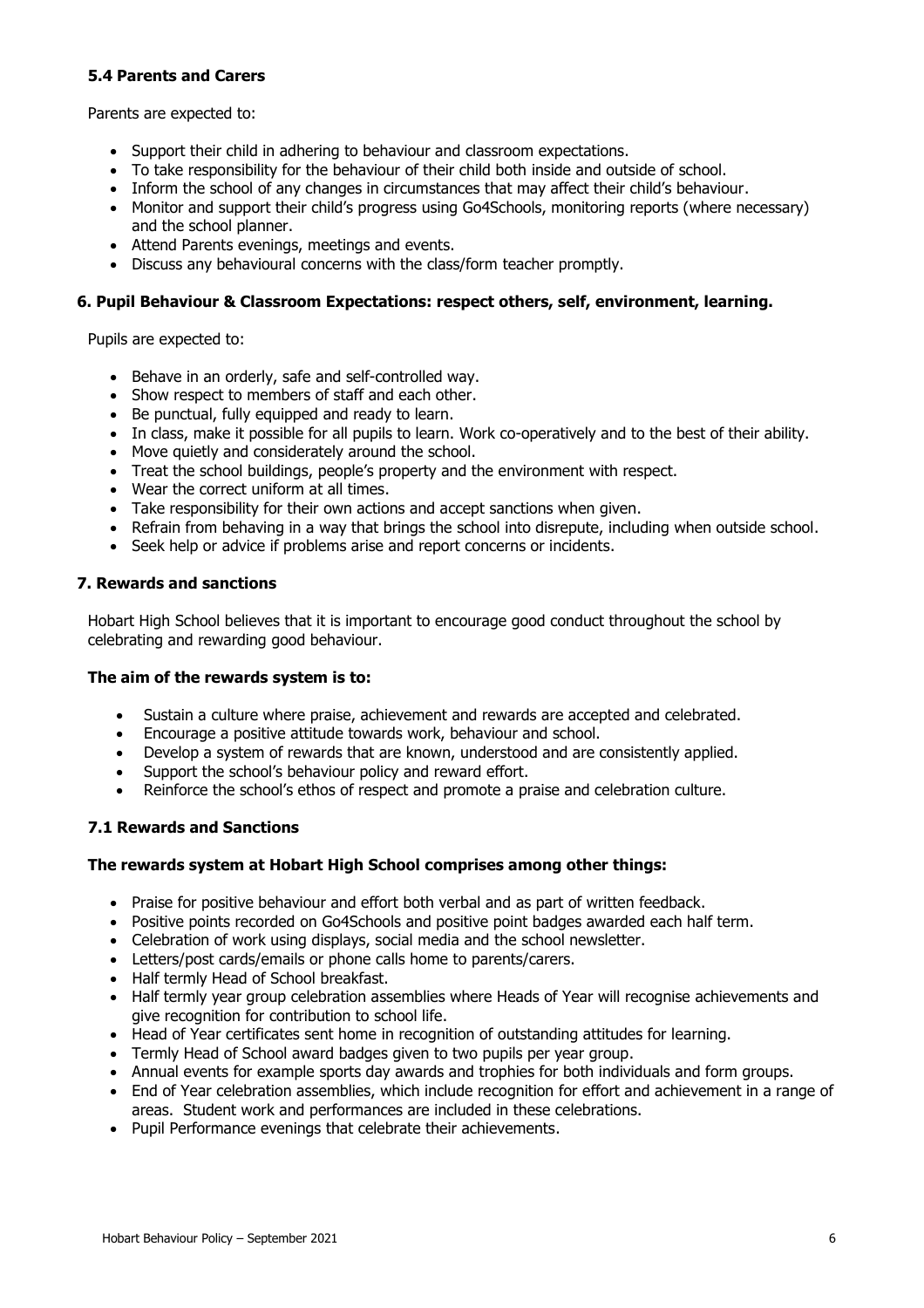### 5.4 Parents and Carers

Parents are expected to:

- Support their child in adhering to behaviour and classroom expectations.
- To take responsibility for the behaviour of their child both inside and outside of school.
- Inform the school of any changes in circumstances that may affect their child's behaviour.
- Monitor and support their child's progress using Go4Schools, monitoring reports (where necessary) and the school planner.
- Attend Parents evenings, meetings and events.
- Discuss any behavioural concerns with the class/form teacher promptly.

## 6. Pupil Behaviour & Classroom Expectations: respect others, self, environment, learning.

Pupils are expected to:

- Behave in an orderly, safe and self-controlled way.
- Show respect to members of staff and each other.
- Be punctual, fully equipped and ready to learn.
- In class, make it possible for all pupils to learn. Work co-operatively and to the best of their ability.
- Move quietly and considerately around the school.
- Treat the school buildings, people's property and the environment with respect.
- Wear the correct uniform at all times.
- Take responsibility for their own actions and accept sanctions when given.
- Refrain from behaving in a way that brings the school into disrepute, including when outside school.
- Seek help or advice if problems arise and report concerns or incidents.

## 7. Rewards and sanctions

Hobart High School believes that it is important to encourage good conduct throughout the school by celebrating and rewarding good behaviour.

**The aim of the rewards system is to:**

- Sustain a culture where praise, achievement and rewards are accepted and celebrated.
- Encourage a positive attitude towards work, behaviour and school.
- Develop a system of rewards that are known, understood and are consistently applied.
- Support the school's behaviour policy and reward effort.
- Reinforce the school's ethos of respect and promote a praise and celebration culture.

### 7.1 Rewards and Sanctions

**The rewards system at Hobart High School comprises among other things:**

- Praise for positive behaviour and effort both verbal and as part of written feedback.
- Positive points recorded on Go4Schools and positive point badges awarded each half term.
- Celebration of work using displays, social media and the school newsletter.
- Letters/post cards/emails or phone calls home to parents/carers.
- Half termly Head of School breakfast.
- Half termly year group celebration assemblies where Heads of Year will recognise achievements and give recognition for contribution to school life.
- Head of Year certificates sent home in recognition of outstanding attitudes for learning.
- Termly Head of School award badges given to two pupils per year group.
- Annual events for example sports day awards and trophies for both individuals and form groups.
- End of Year celebration assemblies, which include recognition for effort and achievement in a range of areas. Student work and performances are included in these celebrations.
- Pupil Performance evenings that celebrate their achievements.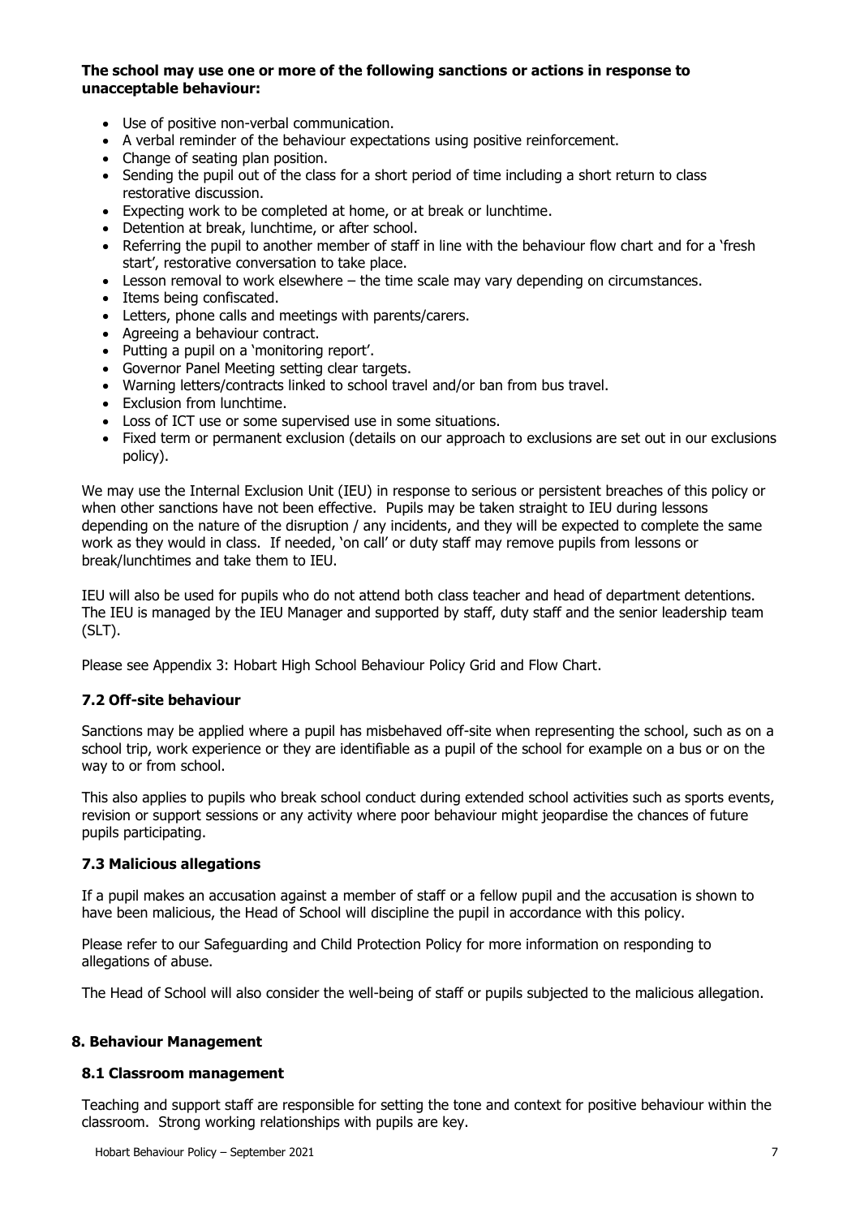**The school may use one or more of the following sanctions or actions in response to unacceptable behaviour:**

- Use of positive non-verbal communication.
- A verbal reminder of the behaviour expectations using positive reinforcement.
- Change of seating plan position.
- Sending the pupil out of the class for a short period of time including a short return to class restorative discussion.
- Expecting work to be completed at home, or at break or lunchtime.
- Detention at break, lunchtime, or after school.
- Referring the pupil to another member of staff in line with the behaviour flow chart and for a 'fresh start', restorative conversation to take place.
- Lesson removal to work elsewhere – the time scale may vary depending on circumstances.
- Items being confiscated.
- Letters, phone calls and meetings with parents/carers.
- Agreeing a behaviour contract.
- Putting a pupil on a 'monitoring report'.
- Governor Panel Meeting setting clear targets.
- Warning letters/contracts linked to school travel and/or ban from bus travel.
- Exclusion from lunchtime.
- Loss of ICT use or some supervised use in some situations.
- Fixed term or permanent exclusion (details on our approach to exclusions are set out in our exclusions policy).

We may use the Internal Exclusion Unit (IEU) in response to serious or persistent breaches of this policy or when other sanctions have not been effective. Pupils may be taken straight to IEU during lessons depending on the nature of the disruption / any incidents, and they will be expected to complete the same work as they would in class. If needed, 'on call' or duty staff may remove pupils from lessons or break/lunchtimes and take them to IEU.

IEU will also be used for pupils who do not attend both class teacher and head of department detentions. The IEU is managed by the IEU Manager and supported by staff, duty staff and the senior leadership team (SLT).

Please see Appendix 3: Hobart High School Behaviour Policy Grid and Flow Chart.

### 7.2 Off-site behaviour

Sanctions may be applied where a pupil has misbehaved off-site when representing the school, such as on a school trip, work experience or they are identifiable as a pupil of the school for example on a bus or on the way to or from school.

This also applies to pupils who break school conduct during extended school activities such as sports events, revision or support sessions or any activity where poor behaviour might jeopardise the chances of future pupils participating.

### 7.3 Malicious allegations

If a pupil makes an accusation against a member of staff or a fellow pupil and the accusation is shown to have been malicious, the Head of School will discipline the pupil in accordance with this policy.

Please refer to our Safeguarding and Child Protection Policy for more information on responding to allegations of abuse.

The Head of School will also consider the well-being of staff or pupils subjected to the malicious allegation.

## 8. Behaviour Management

### 8.1 Classroom management

Teaching and support staff are responsible for setting the tone and context for positive behaviour within the classroom. Strong working relationships with pupils are key.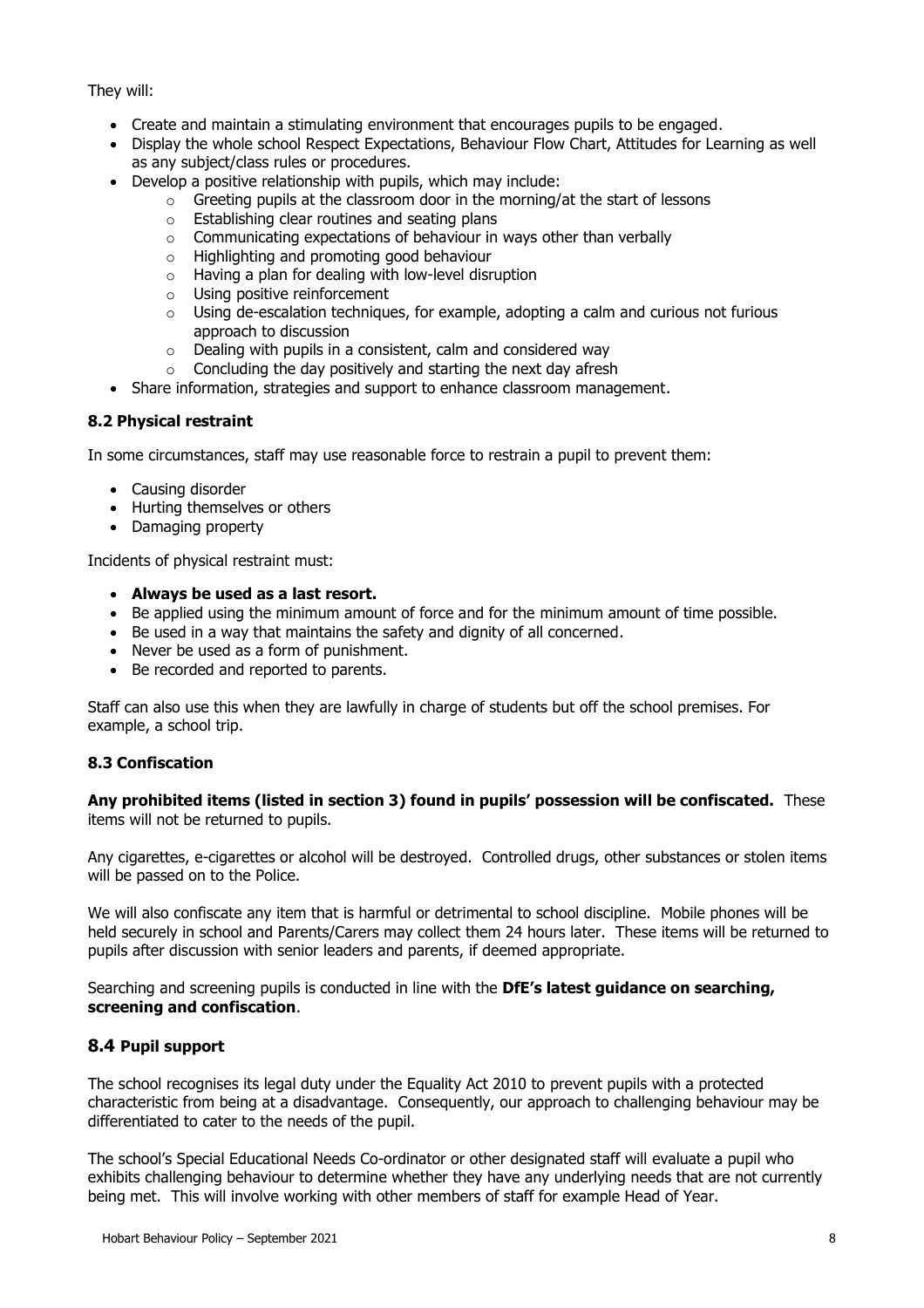They will:

- Create and maintain a stimulating environment that encourages pupils to be engaged.
- Display the whole school Respect Expectations, Behaviour Flow Chart, Attitudes for Learning as well as any subject/class rules or procedures.
- Develop a positive relationship with pupils, which may include:
    - Greeting pupils at the classroom door in the morning/at the start of lessons
    - Establishing clear routines and seating plans
    - Communicating expectations of behaviour in ways other than verbally
    - Highlighting and promoting good behaviour
    - Having a plan for dealing with low-level disruption
    - Using positive reinforcement
    - Using de-escalation techniques, for example, adopting a calm and curious not furious approach to discussion
    - Dealing with pupils in a consistent, calm and considered way
    - Concluding the day positively and starting the next day afresh
- Share information, strategies and support to enhance classroom management.

### 8.2 Physical restraint

In some circumstances, staff may use reasonable force to restrain a pupil to prevent them:

- Causing disorder
- Hurting themselves or others
- Damaging property

Incidents of physical restraint must:

- **Always be used as a last resort.**
- Be applied using the minimum amount of force and for the minimum amount of time possible.
- Be used in a way that maintains the safety and dignity of all concerned.
- Never be used as a form of punishment.
- Be recorded and reported to parents.

Staff can also use this when they are lawfully in charge of students but off the school premises. For example, a school trip.

### 8.3 Confiscation

**Any prohibited items (listed in section 3) found in pupils' possession will be confiscated.** These items will not be returned to pupils.

Any cigarettes, e-cigarettes or alcohol will be destroyed. Controlled drugs, other substances or stolen items will be passed on to the Police.

We will also confiscate any item that is harmful or detrimental to school discipline. Mobile phones will be held securely in school and Parents/Carers may collect them 24 hours later. These items will be returned to pupils after discussion with senior leaders and parents, if deemed appropriate.

Searching and screening pupils is conducted in line with the **DfE's latest guidance on searching, screening and confiscation**.

### 8.4 Pupil support

The school recognises its legal duty under the Equality Act 2010 to prevent pupils with a protected characteristic from being at a disadvantage. Consequently, our approach to challenging behaviour may be differentiated to cater to the needs of the pupil.

The school's Special Educational Needs Co-ordinator or other designated staff will evaluate a pupil who exhibits challenging behaviour to determine whether they have any underlying needs that are not currently being met. This will involve working with other members of staff for example Head of Year.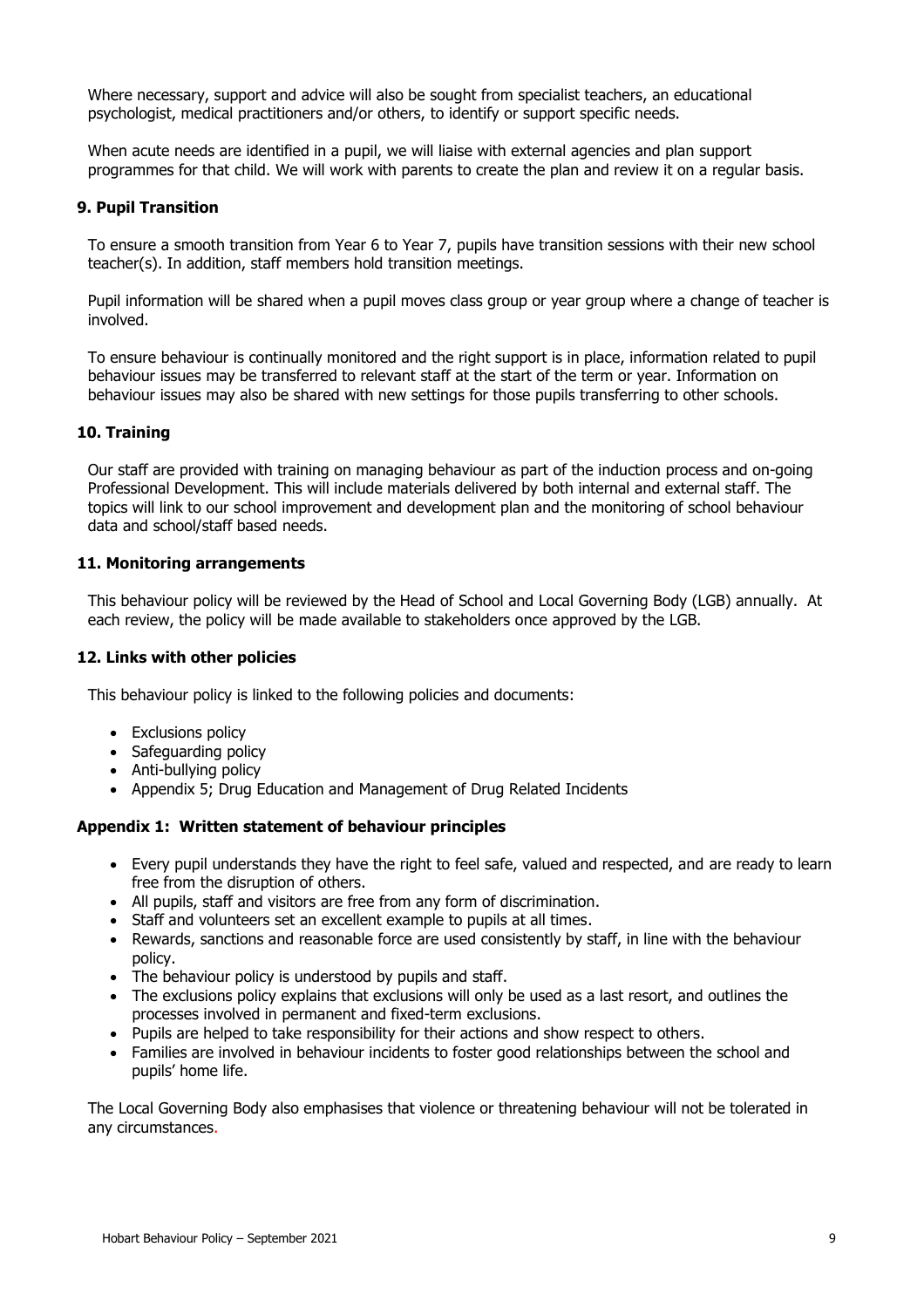Where necessary, support and advice will also be sought from specialist teachers, an educational psychologist, medical practitioners and/or others, to identify or support specific needs.

When acute needs are identified in a pupil, we will liaise with external agencies and plan support programmes for that child. We will work with parents to create the plan and review it on a regular basis.

## 9. Pupil Transition

To ensure a smooth transition from Year 6 to Year 7, pupils have transition sessions with their new school teacher(s). In addition, staff members hold transition meetings.

Pupil information will be shared when a pupil moves class group or year group where a change of teacher is involved.

To ensure behaviour is continually monitored and the right support is in place, information related to pupil behaviour issues may be transferred to relevant staff at the start of the term or year. Information on behaviour issues may also be shared with new settings for those pupils transferring to other schools.

## 10. Training

Our staff are provided with training on managing behaviour as part of the induction process and on-going Professional Development. This will include materials delivered by both internal and external staff. The topics will link to our school improvement and development plan and the monitoring of school behaviour data and school/staff based needs.

## 11. Monitoring arrangements

This behaviour policy will be reviewed by the Head of School and Local Governing Body (LGB) annually. At each review, the policy will be made available to stakeholders once approved by the LGB.

## 12. Links with other policies

This behaviour policy is linked to the following policies and documents:

- Exclusions policy
- Safeguarding policy
- Anti-bullying policy
- Appendix 5; Drug Education and Management of Drug Related Incidents

## Appendix 1: Written statement of behaviour principles

- Every pupil understands they have the right to feel safe, valued and respected, and are ready to learn free from the disruption of others.
- All pupils, staff and visitors are free from any form of discrimination.
- Staff and volunteers set an excellent example to pupils at all times.
- Rewards, sanctions and reasonable force are used consistently by staff, in line with the behaviour policy.
- The behaviour policy is understood by pupils and staff.
- The exclusions policy explains that exclusions will only be used as a last resort, and outlines the processes involved in permanent and fixed-term exclusions.
- Pupils are helped to take responsibility for their actions and show respect to others.
- Families are involved in behaviour incidents to foster good relationships between the school and pupils' home life.

The Local Governing Body also emphasises that violence or threatening behaviour will not be tolerated in any circumstances.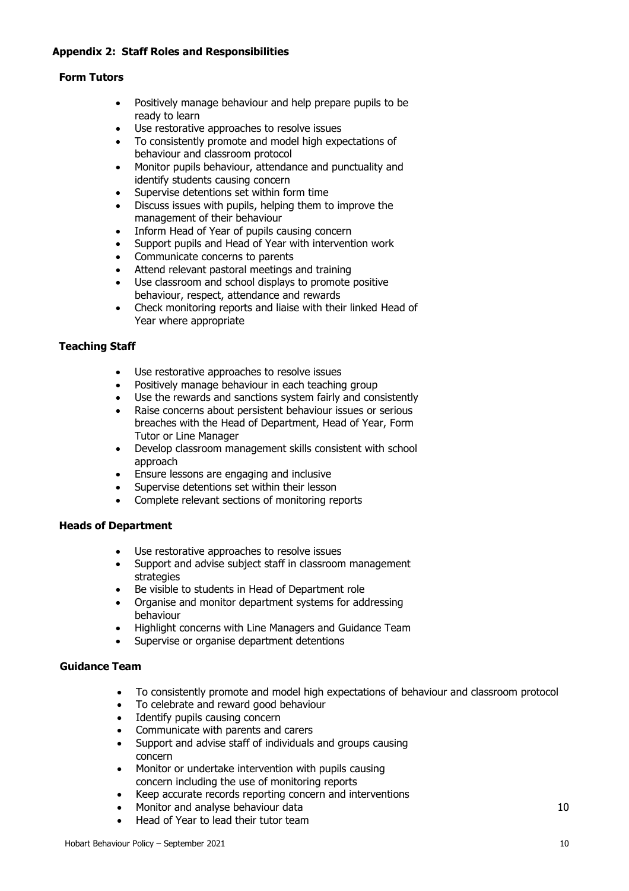## Appendix 2: Staff Roles and Responsibilities

### Form Tutors

- Positively manage behaviour and help prepare pupils to be ready to learn
- Use restorative approaches to resolve issues
- To consistently promote and model high expectations of behaviour and classroom protocol
- Monitor pupils behaviour, attendance and punctuality and identify students causing concern
- Supervise detentions set within form time
- Discuss issues with pupils, helping them to improve the management of their behaviour
- Inform Head of Year of pupils causing concern
- Support pupils and Head of Year with intervention work
- Communicate concerns to parents
- Attend relevant pastoral meetings and training
- Use classroom and school displays to promote positive behaviour, respect, attendance and rewards
- Check monitoring reports and liaise with their linked Head of Year where appropriate

### Teaching Staff

- Use restorative approaches to resolve issues
- Positively manage behaviour in each teaching group
- Use the rewards and sanctions system fairly and consistently
- Raise concerns about persistent behaviour issues or serious breaches with the Head of Department, Head of Year, Form Tutor or Line Manager
- Develop classroom management skills consistent with school approach
- Ensure lessons are engaging and inclusive
- Supervise detentions set within their lesson
- Complete relevant sections of monitoring reports

### Heads of Department

- Use restorative approaches to resolve issues
- Support and advise subject staff in classroom management strategies
- Be visible to students in Head of Department role
- Organise and monitor department systems for addressing behaviour
- Highlight concerns with Line Managers and Guidance Team
- Supervise or organise department detentions

### Guidance Team

- To consistently promote and model high expectations of behaviour and classroom protocol
- To celebrate and reward good behaviour
- Identify pupils causing concern
- Communicate with parents and carers
- Support and advise staff of individuals and groups causing concern
- Monitor or undertake intervention with pupils causing concern including the use of monitoring reports
- Keep accurate records reporting concern and interventions
- Monitor and analyse behaviour data
- Head of Year to lead their tutor team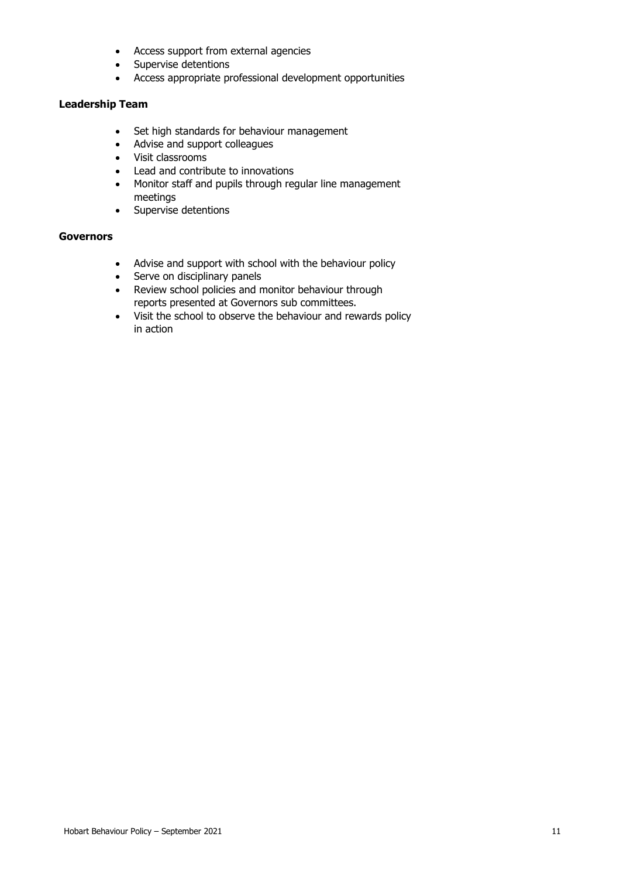- Access support from external agencies
- Supervise detentions
- Access appropriate professional development opportunities

**Leadership Team**

- Set high standards for behaviour management
- Advise and support colleagues
- Visit classrooms
- Lead and contribute to innovations
- Monitor staff and pupils through regular line management meetings
- Supervise detentions

**Governors**

- Advise and support with school with the behaviour policy
- Serve on disciplinary panels
- Review school policies and monitor behaviour through reports presented at Governors sub committees.
- Visit the school to observe the behaviour and rewards policy in action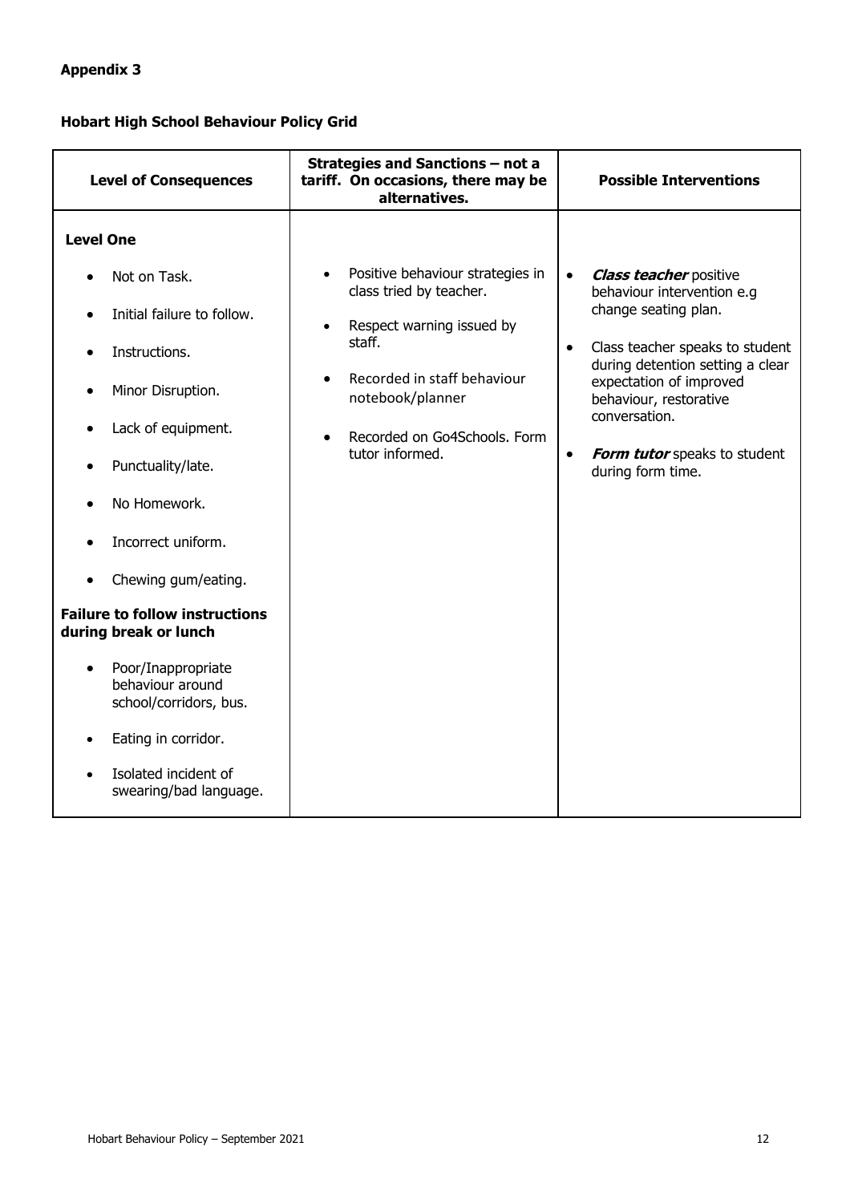**Appendix 3**

**Hobart High School Behaviour Policy Grid**

| Level of Consequences | Strategies and Sanctions – not a tariff. On occasions, there may be alternatives. | Possible Interventions |
|---|---|---|
| **Level One**<br><br>• Not on Task.<br>• Initial failure to follow.<br>• Instructions.<br>• Minor Disruption.<br>• Lack of equipment.<br>• Punctuality/late.<br>• No Homework.<br>• Incorrect uniform.<br>• Chewing gum/eating.<br><br>**Failure to follow instructions during break or lunch**<br><br>• Poor/Inappropriate behaviour around school/corridors, bus.<br>• Eating in corridor.<br>• Isolated incident of swearing/bad language. | • Positive behaviour strategies in class tried by teacher.<br>• Respect warning issued by staff.<br>• Recorded in staff behaviour notebook/planner<br>• Recorded on Go4Schools. Form tutor informed. | • ***Class teacher*** positive behaviour intervention e.g change seating plan.<br>• Class teacher speaks to student during detention setting a clear expectation of improved behaviour, restorative conversation.<br>• ***Form tutor*** speaks to student during form time. |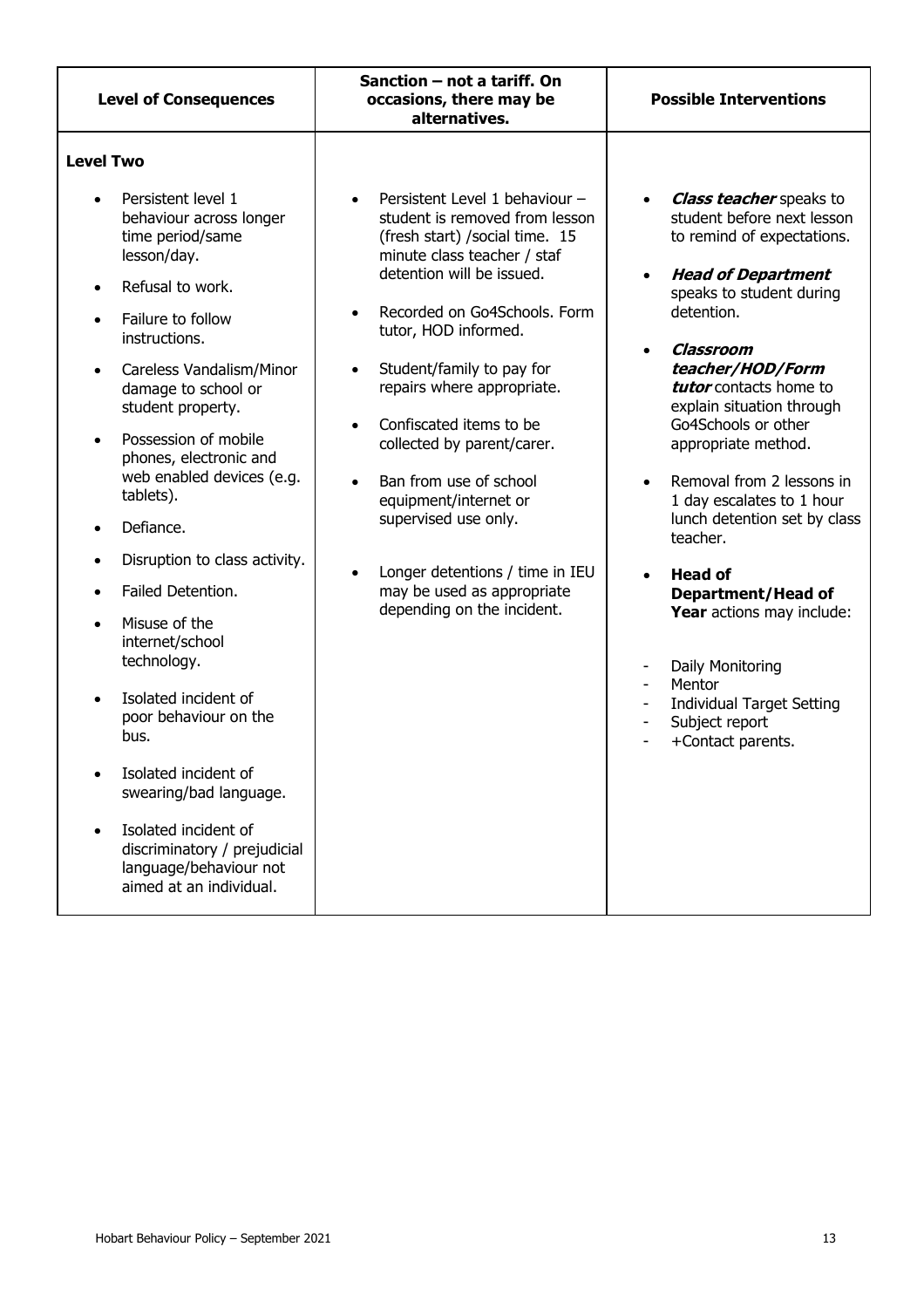| Level of Consequences | Sanction – not a tariff. On occasions, there may be alternatives. | Possible Interventions |
|---|---|---|
| **Level Two**<br><br>• Persistent level 1 behaviour across longer time period/same lesson/day.<br>• Refusal to work.<br>• Failure to follow instructions.<br>• Careless Vandalism/Minor damage to school or student property.<br>• Possession of mobile phones, electronic and web enabled devices (e.g. tablets).<br>• Defiance.<br>• Disruption to class activity.<br>• Failed Detention.<br>• Misuse of the internet/school technology.<br>• Isolated incident of poor behaviour on the bus.<br>• Isolated incident of swearing/bad language.<br>• Isolated incident of discriminatory / prejudicial language/behaviour not aimed at an individual. | • Persistent Level 1 behaviour – student is removed from lesson (fresh start) /social time. 15 minute class teacher / staf detention will be issued.<br>• Recorded on Go4Schools. Form tutor, HOD informed.<br>• Student/family to pay for repairs where appropriate.<br>• Confiscated items to be collected by parent/carer.<br>• Ban from use of school equipment/internet or supervised use only.<br>• Longer detentions / time in IEU may be used as appropriate depending on the incident. | • ***Class teacher*** speaks to student before next lesson to remind of expectations.<br>• ***Head of Department*** speaks to student during detention.<br>• ***Classroom teacher/HOD/Form tutor*** contacts home to explain situation through Go4Schools or other appropriate method.<br>• Removal from 2 lessons in 1 day escalates to 1 hour lunch detention set by class teacher.<br>• **Head of Department/Head of Year** actions may include:<br><br>- Daily Monitoring<br>- Mentor<br>- Individual Target Setting<br>- Subject report<br>- +Contact parents. |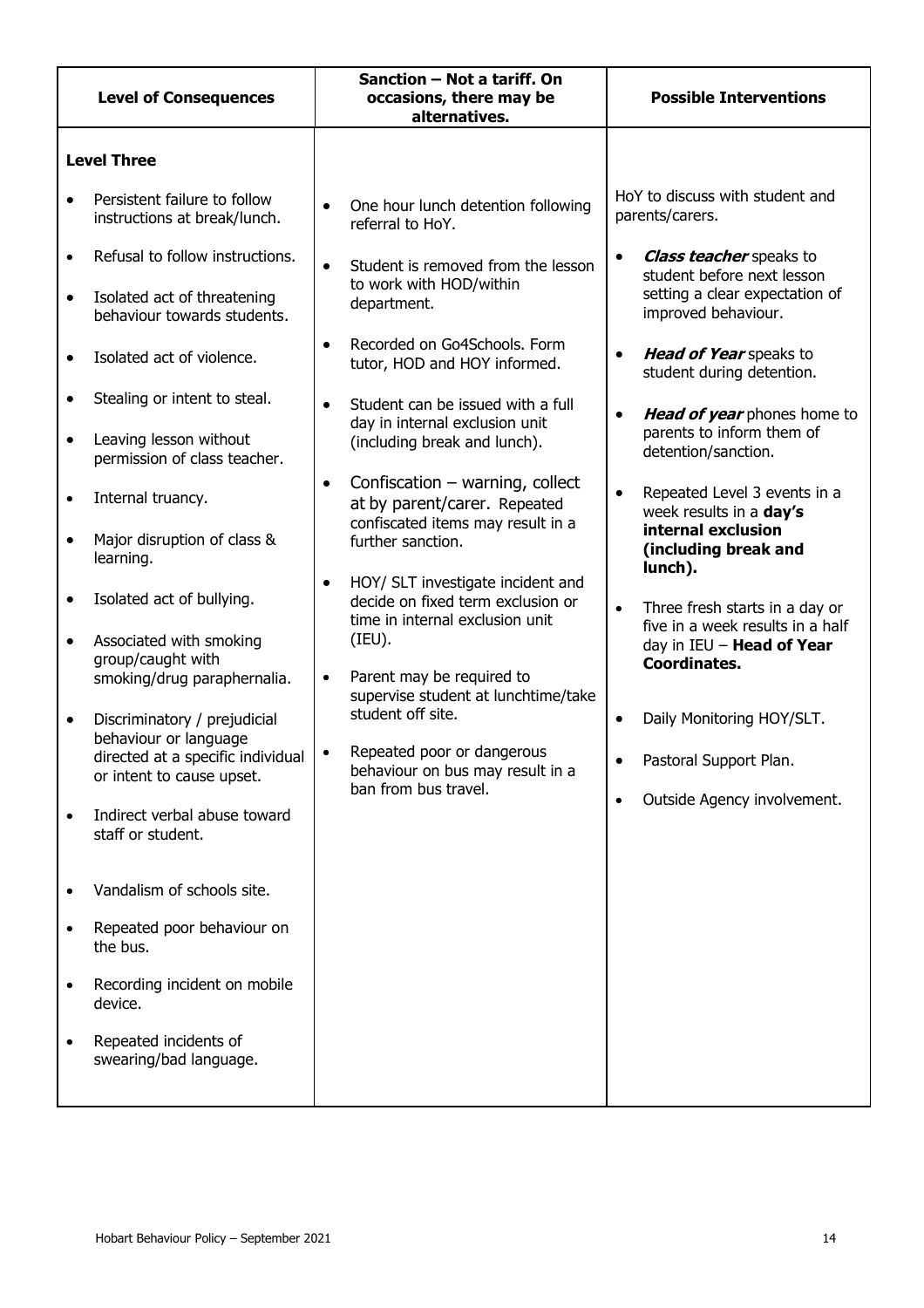| Level of Consequences | Sanction – Not a tariff. On occasions, there may be alternatives. | Possible Interventions |
|---|---|---|
| **Level Three**<br><br>• Persistent failure to follow instructions at break/lunch.<br>• Refusal to follow instructions.<br>• Isolated act of threatening behaviour towards students.<br>• Isolated act of violence.<br>• Stealing or intent to steal.<br>• Leaving lesson without permission of class teacher.<br>• Internal truancy.<br>• Major disruption of class & learning.<br>• Isolated act of bullying.<br>• Associated with smoking group/caught with smoking/drug paraphernalia.<br>• Discriminatory / prejudicial behaviour or language directed at a specific individual or intent to cause upset.<br>• Indirect verbal abuse toward staff or student.<br>• Vandalism of schools site.<br>• Repeated poor behaviour on the bus.<br>• Recording incident on mobile device.<br>• Repeated incidents of swearing/bad language. | • One hour lunch detention following referral to HoY.<br>• Student is removed from the lesson to work with HOD/within department.<br>• Recorded on Go4Schools. Form tutor, HOD and HOY informed.<br>• Student can be issued with a full day in internal exclusion unit (including break and lunch).<br>• Confiscation – warning, collect at by parent/carer. Repeated confiscated items may result in a further sanction.<br>• HOY/ SLT investigate incident and decide on fixed term exclusion or time in internal exclusion unit (IEU).<br>• Parent may be required to supervise student at lunchtime/take student off site.<br>• Repeated poor or dangerous behaviour on bus may result in a ban from bus travel. | HoY to discuss with student and parents/carers.<br><br>• ***Class teacher*** speaks to student before next lesson setting a clear expectation of improved behaviour.<br>• ***Head of Year*** speaks to student during detention.<br>• ***Head of year*** phones home to parents to inform them of detention/sanction.<br>• Repeated Level 3 events in a week results in a **day's internal exclusion (including break and lunch).**<br>• Three fresh starts in a day or five in a week results in a half day in IEU – **Head of Year Coordinates.**<br>• Daily Monitoring HOY/SLT.<br>• Pastoral Support Plan.<br>• Outside Agency involvement. |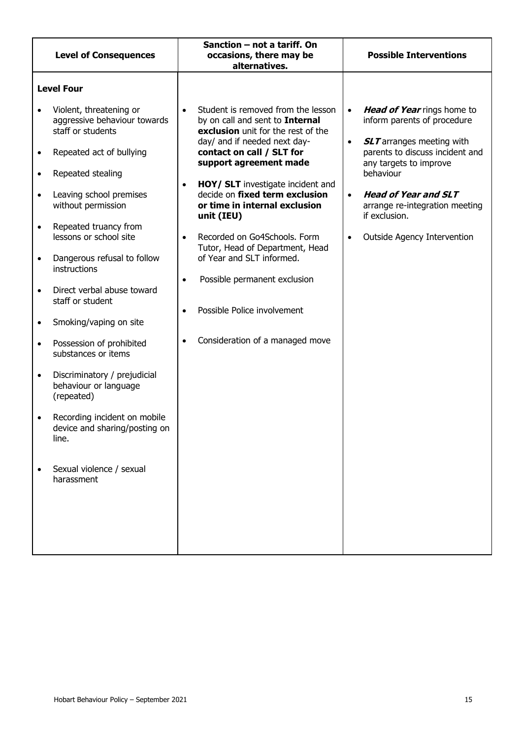| Level of Consequences | Sanction – not a tariff. On occasions, there may be alternatives. | Possible Interventions |
|---|---|---|
| **Level Four**<br><br>• Violent, threatening or aggressive behaviour towards staff or students<br>• Repeated act of bullying<br>• Repeated stealing<br>• Leaving school premises without permission<br>• Repeated truancy from lessons or school site<br>• Dangerous refusal to follow instructions<br>• Direct verbal abuse toward staff or student<br>• Smoking/vaping on site<br>• Possession of prohibited substances or items<br>• Discriminatory / prejudicial behaviour or language (repeated)<br>• Recording incident on mobile device and sharing/posting on line.<br>• Sexual violence / sexual harassment | • Student is removed from the lesson by on call and sent to **Internal exclusion** unit for the rest of the day/ and if needed next day- **contact on call / SLT for support agreement made**<br>• **HOY/ SLT** investigate incident and decide on **fixed term exclusion or time in internal exclusion unit (IEU)**<br>• Recorded on Go4Schools. Form Tutor, Head of Department, Head of Year and SLT informed.<br>• Possible permanent exclusion<br>• Possible Police involvement<br>• Consideration of a managed move | • ***Head of Year*** rings home to inform parents of procedure<br>• ***SLT*** arranges meeting with parents to discuss incident and any targets to improve behaviour<br>• ***Head of Year and SLT*** arrange re-integration meeting if exclusion.<br>• Outside Agency Intervention |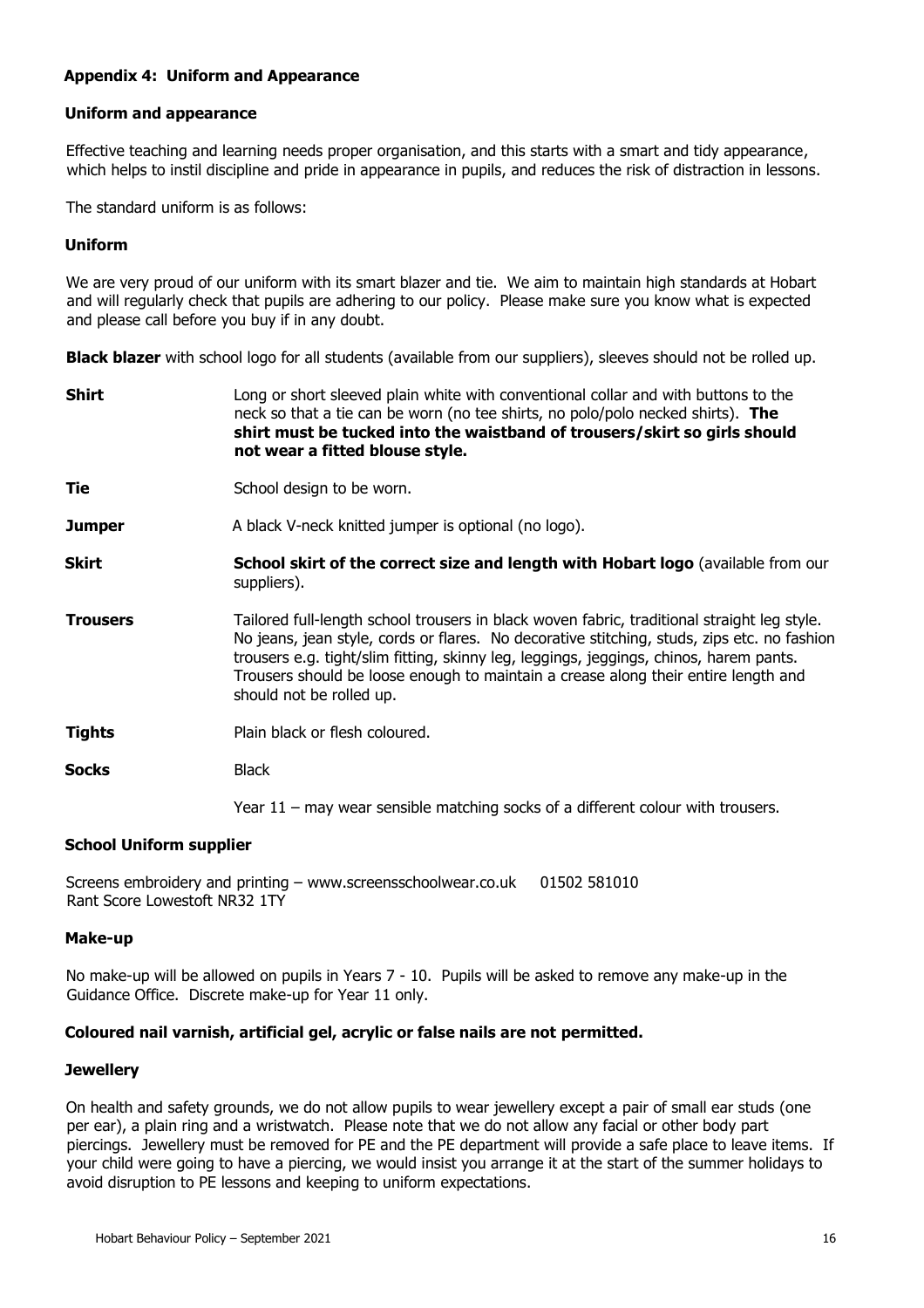## Appendix 4: Uniform and Appearance

### Uniform and appearance

Effective teaching and learning needs proper organisation, and this starts with a smart and tidy appearance, which helps to instil discipline and pride in appearance in pupils, and reduces the risk of distraction in lessons.

The standard uniform is as follows:

### Uniform

We are very proud of our uniform with its smart blazer and tie. We aim to maintain high standards at Hobart and will regularly check that pupils are adhering to our policy. Please make sure you know what is expected and please call before you buy if in any doubt.

**Black blazer** with school logo for all students (available from our suppliers), sleeves should not be rolled up.

**Shirt** — Long or short sleeved plain white with conventional collar and with buttons to the neck so that a tie can be worn (no tee shirts, no polo/polo necked shirts). **The shirt must be tucked into the waistband of trousers/skirt so girls should not wear a fitted blouse style.**

**Tie** — School design to be worn.

**Jumper** — A black V-neck knitted jumper is optional (no logo).

**Skirt** — **School skirt of the correct size and length with Hobart logo** (available from our suppliers).

**Trousers** — Tailored full-length school trousers in black woven fabric, traditional straight leg style. No jeans, jean style, cords or flares. No decorative stitching, studs, zips etc. no fashion trousers e.g. tight/slim fitting, skinny leg, leggings, jeggings, chinos, harem pants. Trousers should be loose enough to maintain a crease along their entire length and should not be rolled up.

**Tights** — Plain black or flesh coloured.

**Socks** — Black

Year 11 – may wear sensible matching socks of a different colour with trousers.

### School Uniform supplier

Screens embroidery and printing – www.screensschoolwear.co.uk 01502 581010
Rant Score Lowestoft NR32 1TY

### Make-up

No make-up will be allowed on pupils in Years 7 - 10. Pupils will be asked to remove any make-up in the Guidance Office. Discrete make-up for Year 11 only.

**Coloured nail varnish, artificial gel, acrylic or false nails are not permitted.**

### Jewellery

On health and safety grounds, we do not allow pupils to wear jewellery except a pair of small ear studs (one per ear), a plain ring and a wristwatch. Please note that we do not allow any facial or other body part piercings. Jewellery must be removed for PE and the PE department will provide a safe place to leave items. If your child were going to have a piercing, we would insist you arrange it at the start of the summer holidays to avoid disruption to PE lessons and keeping to uniform expectations.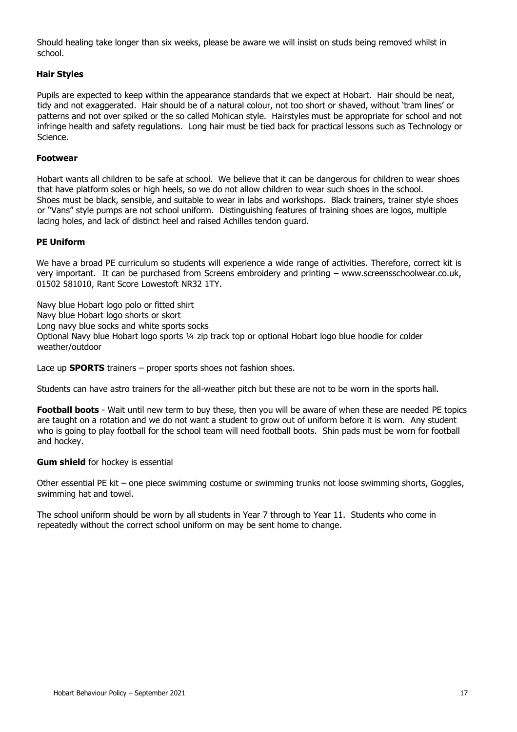Should healing take longer than six weeks, please be aware we will insist on studs being removed whilst in school.

### Hair Styles

Pupils are expected to keep within the appearance standards that we expect at Hobart. Hair should be neat, tidy and not exaggerated. Hair should be of a natural colour, not too short or shaved, without 'tram lines' or patterns and not over spiked or the so called Mohican style. Hairstyles must be appropriate for school and not infringe health and safety regulations. Long hair must be tied back for practical lessons such as Technology or Science.

### Footwear

Hobart wants all children to be safe at school. We believe that it can be dangerous for children to wear shoes that have platform soles or high heels, so we do not allow children to wear such shoes in the school. Shoes must be black, sensible, and suitable to wear in labs and workshops. Black trainers, trainer style shoes or "Vans" style pumps are not school uniform. Distinguishing features of training shoes are logos, multiple lacing holes, and lack of distinct heel and raised Achilles tendon guard.

### PE Uniform

We have a broad PE curriculum so students will experience a wide range of activities. Therefore, correct kit is very important. It can be purchased from Screens embroidery and printing – www.screensschoolwear.co.uk, 01502 581010, Rant Score Lowestoft NR32 1TY.

Navy blue Hobart logo polo or fitted shirt
Navy blue Hobart logo shorts or skort
Long navy blue socks and white sports socks
Optional Navy blue Hobart logo sports ¼ zip track top or optional Hobart logo blue hoodie for colder weather/outdoor

Lace up **SPORTS** trainers – proper sports shoes not fashion shoes.

Students can have astro trainers for the all-weather pitch but these are not to be worn in the sports hall.

**Football boots** - Wait until new term to buy these, then you will be aware of when these are needed PE topics are taught on a rotation and we do not want a student to grow out of uniform before it is worn. Any student who is going to play football for the school team will need football boots. Shin pads must be worn for football and hockey.

**Gum shield** for hockey is essential

Other essential PE kit – one piece swimming costume or swimming trunks not loose swimming shorts, Goggles, swimming hat and towel.

The school uniform should be worn by all students in Year 7 through to Year 11. Students who come in repeatedly without the correct school uniform on may be sent home to change.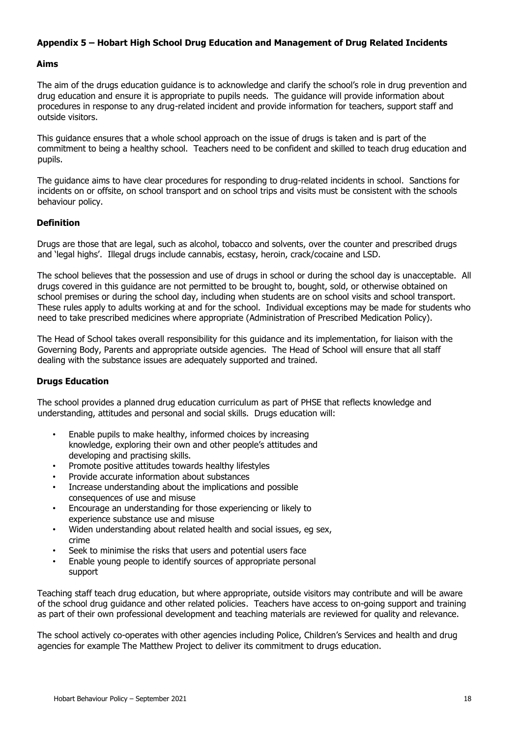### Appendix 5 – Hobart High School Drug Education and Management of Drug Related Incidents

#### Aims

The aim of the drugs education guidance is to acknowledge and clarify the school's role in drug prevention and drug education and ensure it is appropriate to pupils needs. The guidance will provide information about procedures in response to any drug-related incident and provide information for teachers, support staff and outside visitors.

This guidance ensures that a whole school approach on the issue of drugs is taken and is part of the commitment to being a healthy school. Teachers need to be confident and skilled to teach drug education and pupils.

The guidance aims to have clear procedures for responding to drug-related incidents in school. Sanctions for incidents on or offsite, on school transport and on school trips and visits must be consistent with the schools behaviour policy.

#### Definition

Drugs are those that are legal, such as alcohol, tobacco and solvents, over the counter and prescribed drugs and 'legal highs'. Illegal drugs include cannabis, ecstasy, heroin, crack/cocaine and LSD.

The school believes that the possession and use of drugs in school or during the school day is unacceptable. All drugs covered in this guidance are not permitted to be brought to, bought, sold, or otherwise obtained on school premises or during the school day, including when students are on school visits and school transport. These rules apply to adults working at and for the school. Individual exceptions may be made for students who need to take prescribed medicines where appropriate (Administration of Prescribed Medication Policy).

The Head of School takes overall responsibility for this guidance and its implementation, for liaison with the Governing Body, Parents and appropriate outside agencies. The Head of School will ensure that all staff dealing with the substance issues are adequately supported and trained.

#### Drugs Education

The school provides a planned drug education curriculum as part of PHSE that reflects knowledge and understanding, attitudes and personal and social skills. Drugs education will:

- Enable pupils to make healthy, informed choices by increasing knowledge, exploring their own and other people's attitudes and developing and practising skills.
- Promote positive attitudes towards healthy lifestyles
- Provide accurate information about substances
- Increase understanding about the implications and possible consequences of use and misuse
- Encourage an understanding for those experiencing or likely to experience substance use and misuse
- Widen understanding about related health and social issues, eg sex, crime
- Seek to minimise the risks that users and potential users face
- Enable young people to identify sources of appropriate personal support

Teaching staff teach drug education, but where appropriate, outside visitors may contribute and will be aware of the school drug guidance and other related policies. Teachers have access to on-going support and training as part of their own professional development and teaching materials are reviewed for quality and relevance.

The school actively co-operates with other agencies including Police, Children's Services and health and drug agencies for example The Matthew Project to deliver its commitment to drugs education.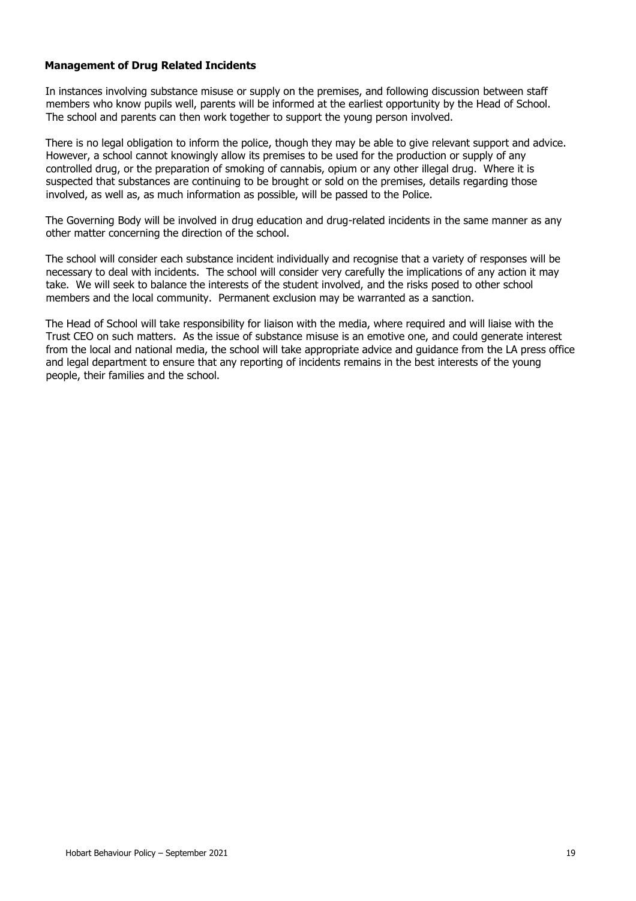### Management of Drug Related Incidents

In instances involving substance misuse or supply on the premises, and following discussion between staff members who know pupils well, parents will be informed at the earliest opportunity by the Head of School. The school and parents can then work together to support the young person involved.

There is no legal obligation to inform the police, though they may be able to give relevant support and advice. However, a school cannot knowingly allow its premises to be used for the production or supply of any controlled drug, or the preparation of smoking of cannabis, opium or any other illegal drug. Where it is suspected that substances are continuing to be brought or sold on the premises, details regarding those involved, as well as, as much information as possible, will be passed to the Police.

The Governing Body will be involved in drug education and drug-related incidents in the same manner as any other matter concerning the direction of the school.

The school will consider each substance incident individually and recognise that a variety of responses will be necessary to deal with incidents. The school will consider very carefully the implications of any action it may take. We will seek to balance the interests of the student involved, and the risks posed to other school members and the local community. Permanent exclusion may be warranted as a sanction.

The Head of School will take responsibility for liaison with the media, where required and will liaise with the Trust CEO on such matters. As the issue of substance misuse is an emotive one, and could generate interest from the local and national media, the school will take appropriate advice and guidance from the LA press office and legal department to ensure that any reporting of incidents remains in the best interests of the young people, their families and the school.